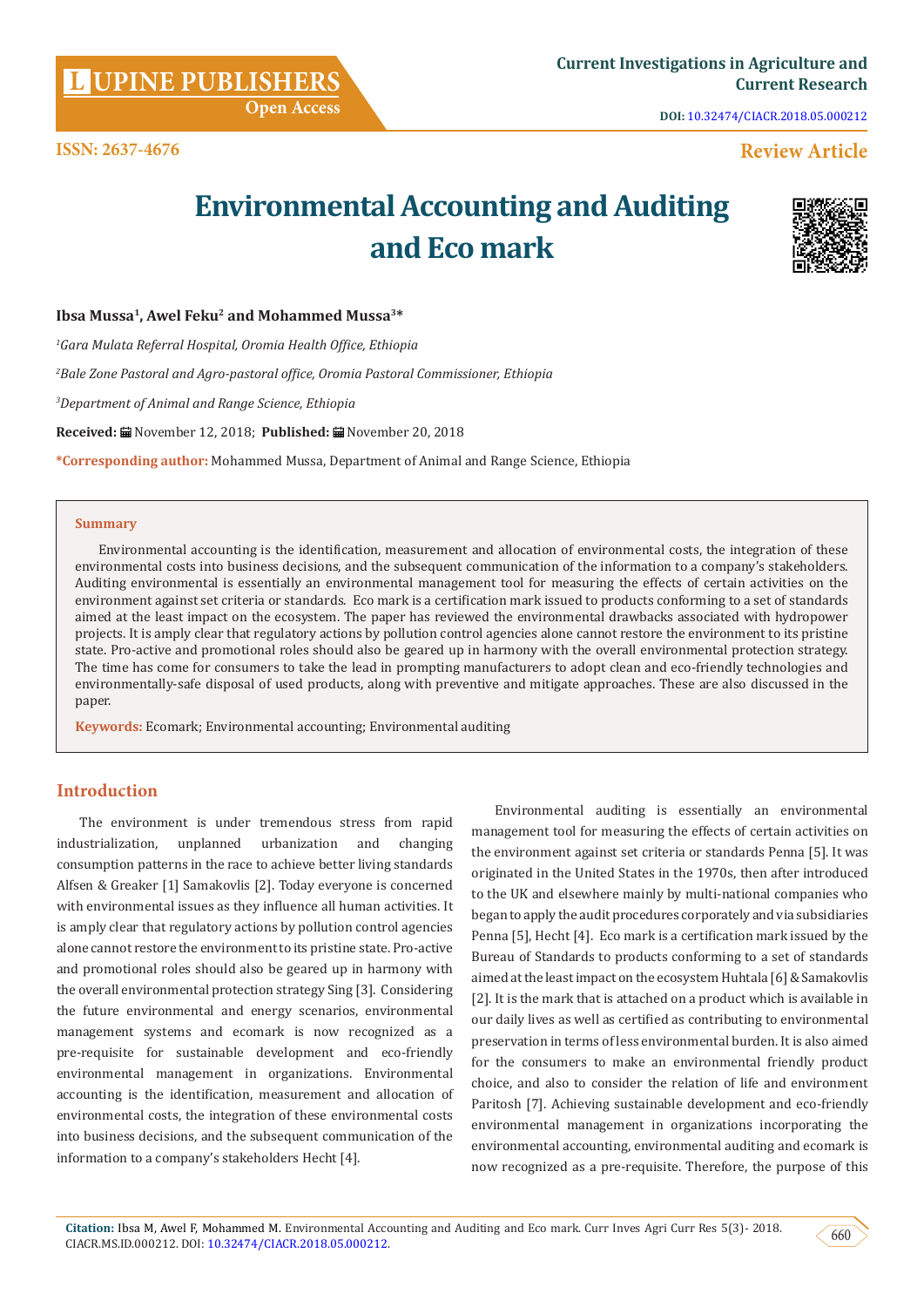ISSN: 2637-4676

Review Article

# Environmental Accounting and Auditing and Eco mark

**Ibsa Mussa[1], Awel Feku[2] and Mohammed Mussa[3]***

*[1]Gara Mulata Referral Hospital, Oromia Health Office, Ethiopia*

*[2]Bale Zone Pastoral and Agro-pastoral office, Oromia Pastoral Commissioner, Ethiopia*

*[3]Department of Animal and Range Science, Ethiopia*

**Received:** November 12, 2018; **Published:** November 20, 2018

***Corresponding author:** Mohammed Mussa, Department of Animal and Range Science, Ethiopia

**Summary**

Environmental accounting is the identification, measurement and allocation of environmental costs, the integration of these environmental costs into business decisions, and the subsequent communication of the information to a company's stakeholders. Auditing environmental is essentially an environmental management tool for measuring the effects of certain activities on the environment against set criteria or standards. Eco mark is a certification mark issued to products conforming to a set of standards aimed at the least impact on the ecosystem. The paper has reviewed the environmental drawbacks associated with hydropower projects. It is amply clear that regulatory actions by pollution control agencies alone cannot restore the environment to its pristine state. Pro-active and promotional roles should also be geared up in harmony with the overall environmental protection strategy. The time has come for consumers to take the lead in prompting manufacturers to adopt clean and eco-friendly technologies and environmentally-safe disposal of used products, along with preventive and mitigate approaches. These are also discussed in the paper.

**Keywords:** Ecomark; Environmental accounting; Environmental auditing

## Introduction

The environment is under tremendous stress from rapid industrialization, unplanned urbanization and changing consumption patterns in the race to achieve better living standards Alfsen & Greaker [1] Samakovlis [2]. Today everyone is concerned with environmental issues as they influence all human activities. It is amply clear that regulatory actions by pollution control agencies alone cannot restore the environment to its pristine state. Pro-active and promotional roles should also be geared up in harmony with the overall environmental protection strategy Sing [3]. Considering the future environmental and energy scenarios, environmental management systems and ecomark is now recognized as a pre-requisite for sustainable development and eco-friendly environmental management in organizations. Environmental accounting is the identification, measurement and allocation of environmental costs, the integration of these environmental costs into business decisions, and the subsequent communication of the information to a company's stakeholders Hecht [4].

Environmental auditing is essentially an environmental management tool for measuring the effects of certain activities on the environment against set criteria or standards Penna [5]. It was originated in the United States in the 1970s, then after introduced to the UK and elsewhere mainly by multi-national companies who began to apply the audit procedures corporately and via subsidiaries Penna [5], Hecht [4]. Eco mark is a certification mark issued by the Bureau of Standards to products conforming to a set of standards aimed at the least impact on the ecosystem Huhtala [6] & Samakovlis [2]. It is the mark that is attached on a product which is available in our daily lives as well as certified as contributing to environmental preservation in terms of less environmental burden. It is also aimed for the consumers to make an environmental friendly product choice, and also to consider the relation of life and environment Paritosh [7]. Achieving sustainable development and eco-friendly environmental management in organizations incorporating the environmental accounting, environmental auditing and ecomark is now recognized as a pre-requisite. Therefore, the purpose of this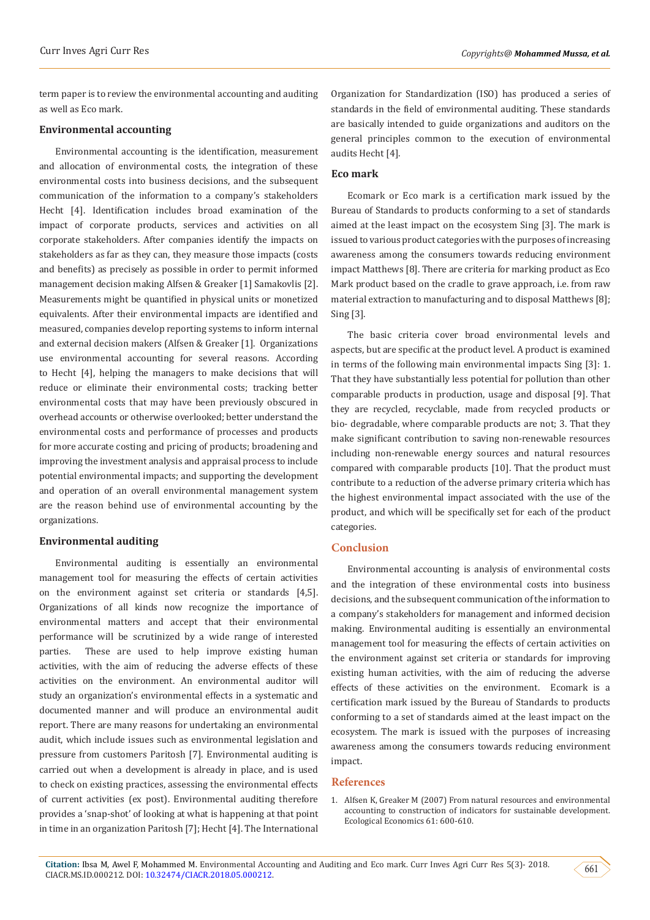term paper is to review the environmental accounting and auditing as well as Eco mark.

### Environmental accounting

Environmental accounting is the identification, measurement and allocation of environmental costs, the integration of these environmental costs into business decisions, and the subsequent communication of the information to a company's stakeholders Hecht [4]. Identification includes broad examination of the impact of corporate products, services and activities on all corporate stakeholders. After companies identify the impacts on stakeholders as far as they can, they measure those impacts (costs and benefits) as precisely as possible in order to permit informed management decision making Alfsen & Greaker [1] Samakovlis [2]. Measurements might be quantified in physical units or monetized equivalents. After their environmental impacts are identified and measured, companies develop reporting systems to inform internal and external decision makers (Alfsen & Greaker [1]. Organizations use environmental accounting for several reasons. According to Hecht [4], helping the managers to make decisions that will reduce or eliminate their environmental costs; tracking better environmental costs that may have been previously obscured in overhead accounts or otherwise overlooked; better understand the environmental costs and performance of processes and products for more accurate costing and pricing of products; broadening and improving the investment analysis and appraisal process to include potential environmental impacts; and supporting the development and operation of an overall environmental management system are the reason behind use of environmental accounting by the organizations.

### Environmental auditing

Environmental auditing is essentially an environmental management tool for measuring the effects of certain activities on the environment against set criteria or standards [4,5]. Organizations of all kinds now recognize the importance of environmental matters and accept that their environmental performance will be scrutinized by a wide range of interested parties. These are used to help improve existing human activities, with the aim of reducing the adverse effects of these activities on the environment. An environmental auditor will study an organization's environmental effects in a systematic and documented manner and will produce an environmental audit report. There are many reasons for undertaking an environmental audit, which include issues such as environmental legislation and pressure from customers Paritosh [7]. Environmental auditing is carried out when a development is already in place, and is used to check on existing practices, assessing the environmental effects of current activities (ex post). Environmental auditing therefore provides a 'snap-shot' of looking at what is happening at that point in time in an organization Paritosh [7]; Hecht [4]. The International Organization for Standardization (ISO) has produced a series of standards in the field of environmental auditing. These standards are basically intended to guide organizations and auditors on the general principles common to the execution of environmental audits Hecht [4].

### Eco mark

Ecomark or Eco mark is a certification mark issued by the Bureau of Standards to products conforming to a set of standards aimed at the least impact on the ecosystem Sing [3]. The mark is issued to various product categories with the purposes of increasing awareness among the consumers towards reducing environment impact Matthews [8]. There are criteria for marking product as Eco Mark product based on the cradle to grave approach, i.e. from raw material extraction to manufacturing and to disposal Matthews [8]; Sing [3].

The basic criteria cover broad environmental levels and aspects, but are specific at the product level. A product is examined in terms of the following main environmental impacts Sing [3]: 1. That they have substantially less potential for pollution than other comparable products in production, usage and disposal [9]. That they are recycled, recyclable, made from recycled products or bio- degradable, where comparable products are not; 3. That they make significant contribution to saving non-renewable resources including non-renewable energy sources and natural resources compared with comparable products [10]. That the product must contribute to a reduction of the adverse primary criteria which has the highest environmental impact associated with the use of the product, and which will be specifically set for each of the product categories.

## Conclusion

Environmental accounting is analysis of environmental costs and the integration of these environmental costs into business decisions, and the subsequent communication of the information to a company's stakeholders for management and informed decision making. Environmental auditing is essentially an environmental management tool for measuring the effects of certain activities on the environment against set criteria or standards for improving existing human activities, with the aim of reducing the adverse effects of these activities on the environment. Ecomark is a certification mark issued by the Bureau of Standards to products conforming to a set of standards aimed at the least impact on the ecosystem. The mark is issued with the purposes of increasing awareness among the consumers towards reducing environment impact.

## References

1. Alfsen K, Greaker M (2007) From natural resources and environmental accounting to construction of indicators for sustainable development. Ecological Economics 61: 600-610.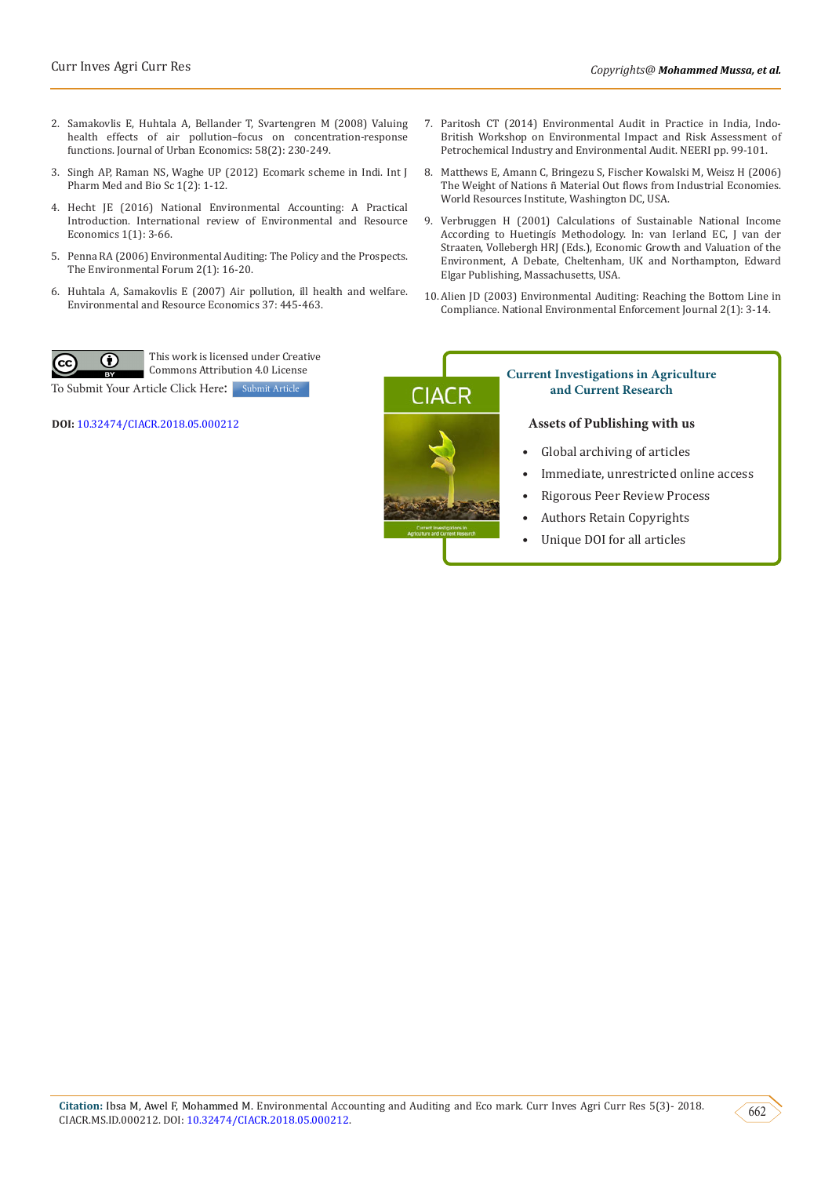2. Samakovlis E, Huhtala A, Bellander T, Svartengren M (2008) Valuing health effects of air pollution–focus on concentration-response functions. Journal of Urban Economics: 58(2): 230-249.
3. Singh AP, Raman NS, Waghe UP (2012) Ecomark scheme in Indi. Int J Pharm Med and Bio Sc 1(2): 1-12.
4. Hecht JE (2016) National Environmental Accounting: A Practical Introduction. International review of Environmental and Resource Economics 1(1): 3-66.
5. Penna RA (2006) Environmental Auditing: The Policy and the Prospects. The Environmental Forum 2(1): 16-20.
6. Huhtala A, Samakovlis E (2007) Air pollution, ill health and welfare. Environmental and Resource Economics 37: 445-463.
7. Paritosh CT (2014) Environmental Audit in Practice in India, Indo-British Workshop on Environmental Impact and Risk Assessment of Petrochemical Industry and Environmental Audit. NEERI pp. 99-101.
8. Matthews E, Amann C, Bringezu S, Fischer Kowalski M, Weisz H (2006) The Weight of Nations ñ Material Out flows from Industrial Economies. World Resources Institute, Washington DC, USA.
9. Verbruggen H (2001) Calculations of Sustainable National Income According to Huetingís Methodology. In: van Ierland EC, J van der Straaten, Vollebergh HRJ (Eds.), Economic Growth and Valuation of the Environment, A Debate, Cheltenham, UK and Northampton, Edward Elgar Publishing, Massachusetts, USA.
10. Alien JD (2003) Environmental Auditing: Reaching the Bottom Line in Compliance. National Environmental Enforcement Journal 2(1): 3-14.

This work is licensed under Creative Commons Attribution 4.0 License

To Submit Your Article Click Here: Submit Article

**DOI:** 10.32474/CIACR.2018.05.000212

**Current Investigations in Agriculture and Current Research**

**Assets of Publishing with us**

- Global archiving of articles
- Immediate, unrestricted online access
- Rigorous Peer Review Process
- Authors Retain Copyrights
- Unique DOI for all articles

**Citation:** Ibsa M, Awel F, Mohammed M. Environmental Accounting and Auditing and Eco mark. Curr Inves Agri Curr Res 5(3)- 2018. CIACR.MS.ID.000212. DOI: 10.32474/CIACR.2018.05.000212.